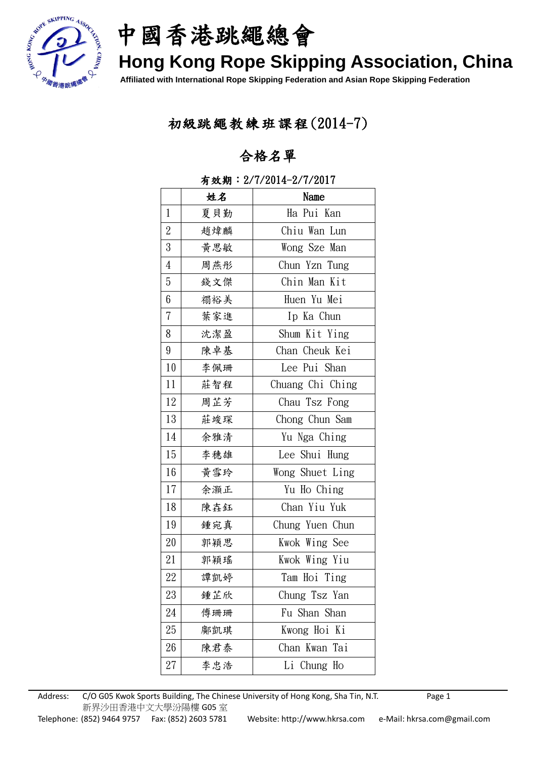# 中國香港跳繩總會

## Hong Kong Rope Skipping Association, China

Affiliated with International Rope Skipping Federation and Asian Rope Skipping Federation

## 初級跳繩教練班課程(2014-7)

## 合格名單

有效期：2/7/2014-2/7/2017

| | 姓名 | Name |
|---|---|---|
| 1 | 夏貝勤 | Ha Pui Kan |
| 2 | 趙煒麟 | Chiu Wan Lun |
| 3 | 黃思敏 | Wong Sze Man |
| 4 | 周燕彤 | Chun Yzn Tung |
| 5 | 錢文傑 | Chin Man Kit |
| 6 | 禤裕美 | Huen Yu Mei |
| 7 | 葉家進 | Ip Ka Chun |
| 8 | 沈潔盈 | Shum Kit Ying |
| 9 | 陳卓基 | Chan Cheuk Kei |
| 10 | 李佩珊 | Lee Pui Shan |
| 11 | 莊智程 | Chuang Chi Ching |
| 12 | 周芷芳 | Chau Tsz Fong |
| 13 | 莊竣琛 | Chong Chun Sam |
| 14 | 余雅清 | Yu Nga Ching |
| 15 | 李穗雄 | Lee Shui Hung |
| 16 | 黃雪玲 | Wong Shuet Ling |
| 17 | 余灝正 | Yu Ho Ching |
| 18 | 陳垚鈺 | Chan Yiu Yuk |
| 19 | 鍾宛真 | Chung Yuen Chun |
| 20 | 郭穎思 | Kwok Wing See |
| 21 | 郭穎瑤 | Kwok Wing Yiu |
| 22 | 譚凱婷 | Tam Hoi Ting |
| 23 | 鍾芷欣 | Chung Tsz Yan |
| 24 | 傅珊珊 | Fu Shan Shan |
| 25 | 鄺凱琪 | Kwong Hoi Ki |
| 26 | 陳君泰 | Chan Kwan Tai |
| 27 | 李忠浩 | Li Chung Ho |

Address: C/O G05 Kwok Sports Building, The Chinese University of Hong Kong, Sha Tin, N.T.
新界沙田香港中文大學汾陽樓 G05 室
Telephone: (852) 9464 9757 Fax: (852) 2603 5781 Website: http://www.hkrsa.com e-Mail: hkrsa.com@gmail.com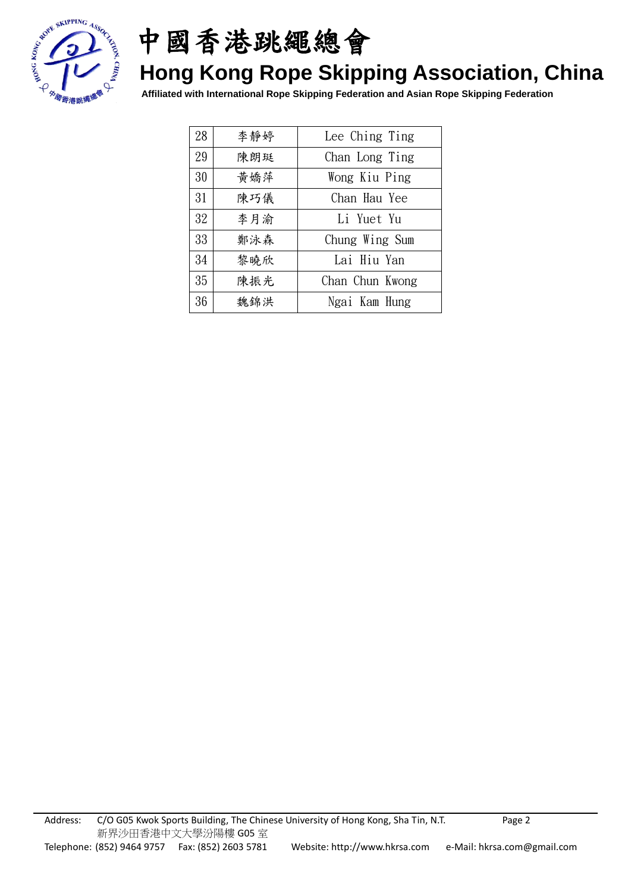| | | |
|---|---|---|
| 28 | 李靜婷 | Lee Ching Ting |
| 29 | 陳朗珽 | Chan Long Ting |
| 30 | 黃嬌萍 | Wong Kiu Ping |
| 31 | 陳巧儀 | Chan Hau Yee |
| 32 | 李月渝 | Li Yuet Yu |
| 33 | 鄭泳森 | Chung Wing Sum |
| 34 | 黎曉欣 | Lai Hiu Yan |
| 35 | 陳振光 | Chan Chun Kwong |
| 36 | 魏錦洪 | Ngai Kam Hung |